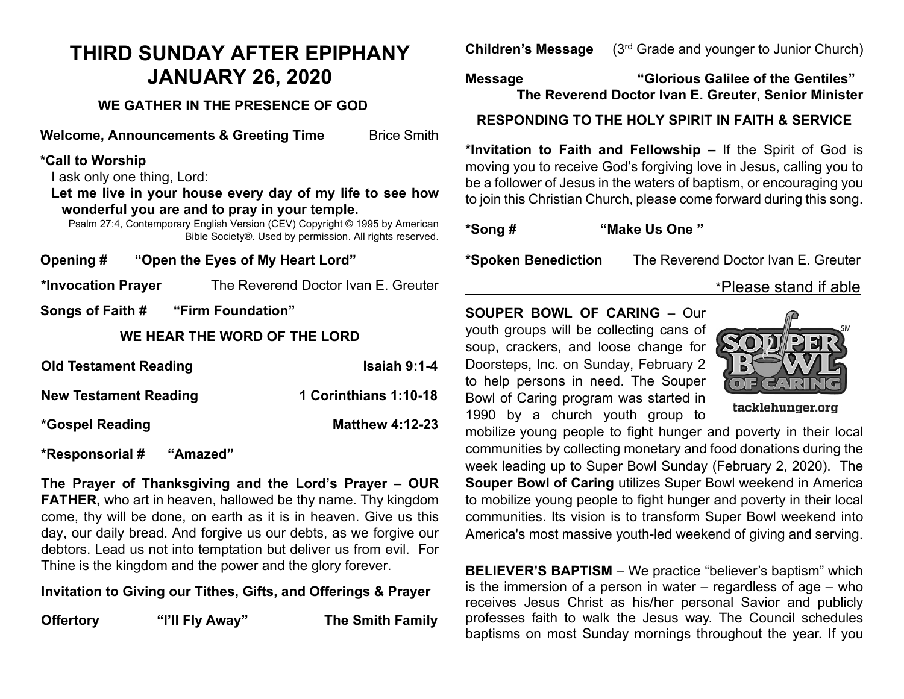# THIRD SUNDAY AFTER EPIPHANY
# JANUARY 26, 2020

## WE GATHER IN THE PRESENCE OF GOD

**Welcome, Announcements & Greeting Time** Brice Smith

**\*Call to Worship**

I ask only one thing, Lord:

**Let me live in your house every day of my life to see how wonderful you are and to pray in your temple.**

Psalm 27:4, Contemporary English Version (CEV) Copyright © 1995 by American Bible Society®. Used by permission. All rights reserved.

**Opening # "Open the Eyes of My Heart Lord"**

**\*Invocation Prayer** The Reverend Doctor Ivan E. Greuter

**Songs of Faith # "Firm Foundation"**

## WE HEAR THE WORD OF THE LORD

**Old Testament Reading** **Isaiah 9:1-4**

**New Testament Reading** **1 Corinthians 1:10-18**

**\*Gospel Reading** **Matthew 4:12-23**

**\*Responsorial # "Amazed"**

**The Prayer of Thanksgiving and the Lord's Prayer – OUR FATHER,** who art in heaven, hallowed be thy name. Thy kingdom come, thy will be done, on earth as it is in heaven. Give us this day, our daily bread. And forgive us our debts, as we forgive our debtors. Lead us not into temptation but deliver us from evil. For Thine is the kingdom and the power and the glory forever.

**Invitation to Giving our Tithes, Gifts, and Offerings & Prayer**

**Offertory** **"I'll Fly Away"** **The Smith Family**

**Children's Message** (3rd Grade and younger to Junior Church)

**Message** **"Glorious Galilee of the Gentiles"**
**The Reverend Doctor Ivan E. Greuter, Senior Minister**

## RESPONDING TO THE HOLY SPIRIT IN FAITH & SERVICE

**\*Invitation to Faith and Fellowship –** If the Spirit of God is moving you to receive God's forgiving love in Jesus, calling you to be a follower of Jesus in the waters of baptism, or encouraging you to join this Christian Church, please come forward during this song.

**\*Song # "Make Us One "**

**\*Spoken Benediction** The Reverend Doctor Ivan E. Greuter

\*Please stand if able

---

**SOUPER BOWL OF CARING** – Our youth groups will be collecting cans of soup, crackers, and loose change for Doorsteps, Inc. on Sunday, February 2 to help persons in need. The Souper Bowl of Caring program was started in 1990 by a church youth group to mobilize young people to fight hunger and poverty in their local communities by collecting monetary and food donations during the week leading up to Super Bowl Sunday (February 2, 2020). The **Souper Bowl of Caring** utilizes Super Bowl weekend in America to mobilize young people to fight hunger and poverty in their local communities. Its vision is to transform Super Bowl weekend into America's most massive youth-led weekend of giving and serving.

tacklehunger.org

**BELIEVER'S BAPTISM** – We practice "believer's baptism" which is the immersion of a person in water – regardless of age – who receives Jesus Christ as his/her personal Savior and publicly professes faith to walk the Jesus way. The Council schedules baptisms on most Sunday mornings throughout the year. If you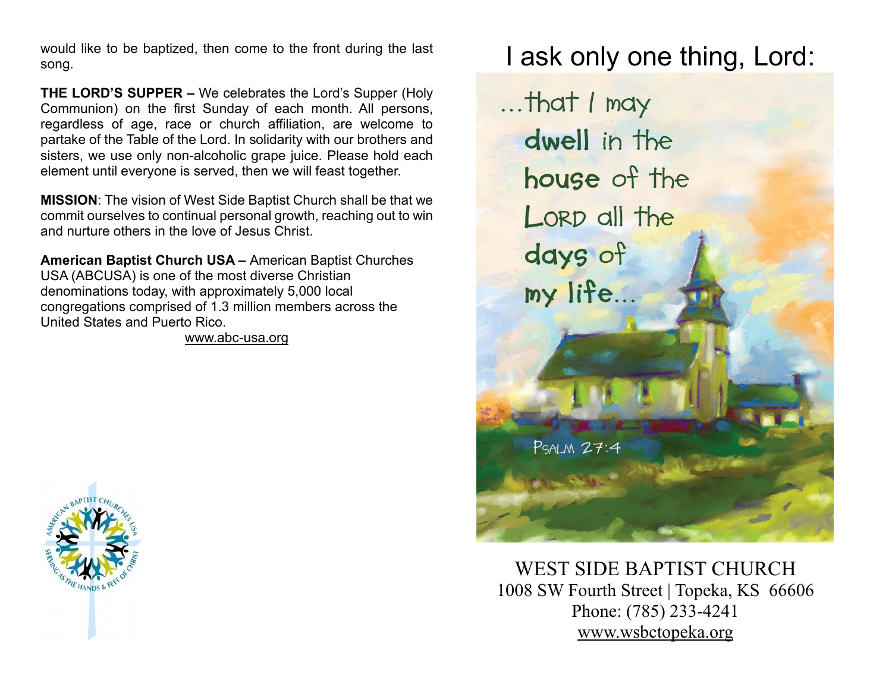would like to be baptized, then come to the front during the last song.

**THE LORD'S SUPPER –** We celebrates the Lord's Supper (Holy Communion) on the first Sunday of each month. All persons, regardless of age, race or church affiliation, are welcome to partake of the Table of the Lord. In solidarity with our brothers and sisters, we use only non-alcoholic grape juice. Please hold each element until everyone is served, then we will feast together.

**MISSION**: The vision of West Side Baptist Church shall be that we commit ourselves to continual personal growth, reaching out to win and nurture others in the love of Jesus Christ.

**American Baptist Church USA –** American Baptist Churches USA (ABCUSA) is one of the most diverse Christian denominations today, with approximately 5,000 local congregations comprised of 1.3 million members across the United States and Puerto Rico.

www.abc-usa.org

AMERICAN BAPTIST CHURCHES USA
SERVING AS THE HANDS & FEET OF CHRIST

# I ask only one thing, Lord:

...that I may **dwell** in the **house** of the LORD all the **days** of **my life**...

PSALM 27:4

WEST SIDE BAPTIST CHURCH
1008 SW Fourth Street | Topeka, KS 66606
Phone: (785) 233-4241
www.wsbctopeka.org